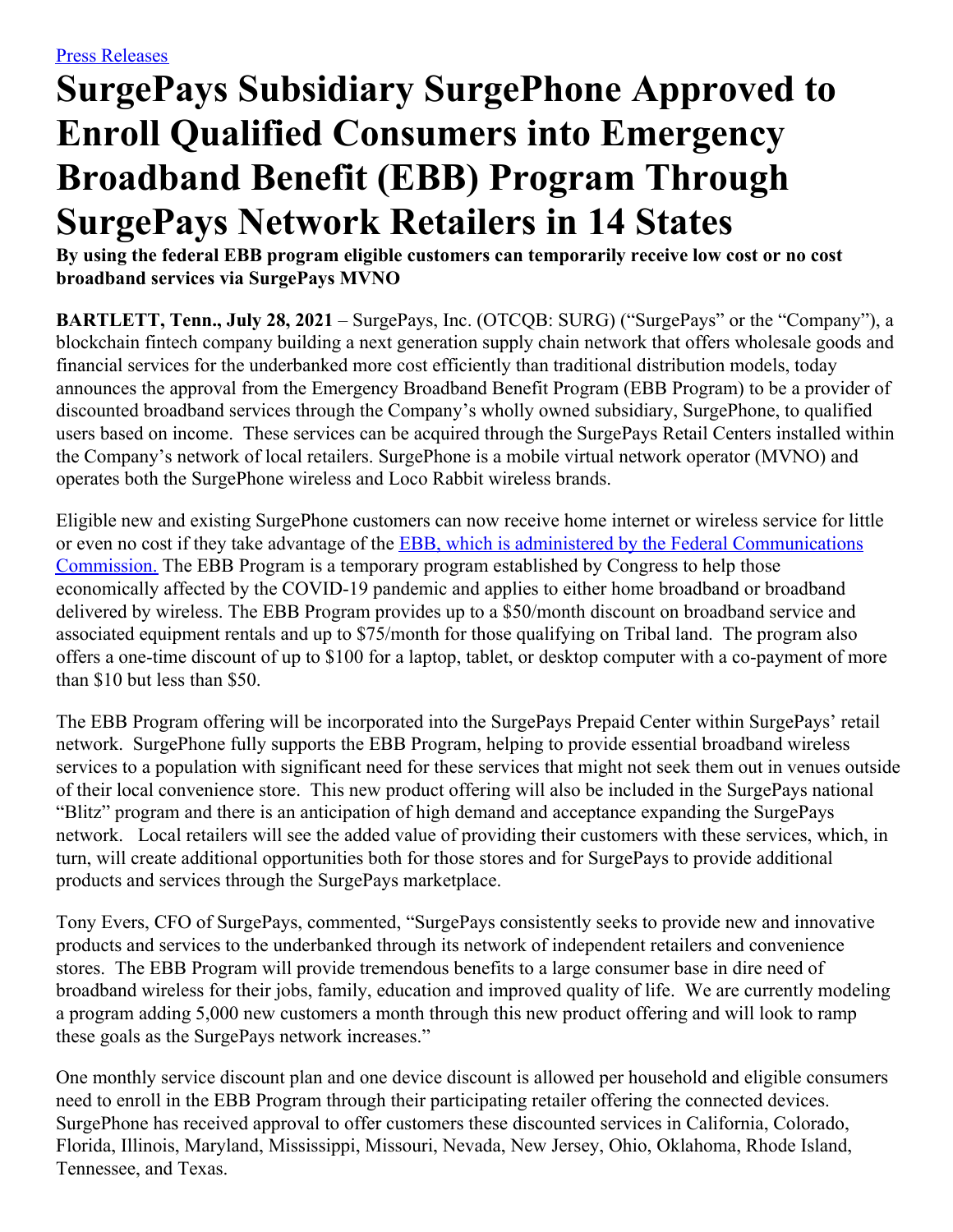[Press Releases]

# SurgePays Subsidiary SurgePhone Approved to Enroll Qualified Consumers into Emergency Broadband Benefit (EBB) Program Through SurgePays Network Retailers in 14 States

**By using the federal EBB program eligible customers can temporarily receive low cost or no cost broadband services via SurgePays MVNO**

**BARTLETT, Tenn., July 28, 2021** – SurgePays, Inc. (OTCQB: SURG) ("SurgePays" or the "Company"), a blockchain fintech company building a next generation supply chain network that offers wholesale goods and financial services for the underbanked more cost efficiently than traditional distribution models, today announces the approval from the Emergency Broadband Benefit Program (EBB Program) to be a provider of discounted broadband services through the Company's wholly owned subsidiary, SurgePhone, to qualified users based on income. These services can be acquired through the SurgePays Retail Centers installed within the Company's network of local retailers. SurgePhone is a mobile virtual network operator (MVNO) and operates both the SurgePhone wireless and Loco Rabbit wireless brands.

Eligible new and existing SurgePhone customers can now receive home internet or wireless service for little or even no cost if they take advantage of the [EBB, which is administered by the Federal Communications Commission.] The EBB Program is a temporary program established by Congress to help those economically affected by the COVID-19 pandemic and applies to either home broadband or broadband delivered by wireless. The EBB Program provides up to a $50/month discount on broadband service and associated equipment rentals and up to $75/month for those qualifying on Tribal land. The program also offers a one-time discount of up to $100 for a laptop, tablet, or desktop computer with a co-payment of more than $10 but less than $50.

The EBB Program offering will be incorporated into the SurgePays Prepaid Center within SurgePays' retail network. SurgePhone fully supports the EBB Program, helping to provide essential broadband wireless services to a population with significant need for these services that might not seek them out in venues outside of their local convenience store. This new product offering will also be included in the SurgePays national "Blitz" program and there is an anticipation of high demand and acceptance expanding the SurgePays network. Local retailers will see the added value of providing their customers with these services, which, in turn, will create additional opportunities both for those stores and for SurgePays to provide additional products and services through the SurgePays marketplace.

Tony Evers, CFO of SurgePays, commented, "SurgePays consistently seeks to provide new and innovative products and services to the underbanked through its network of independent retailers and convenience stores. The EBB Program will provide tremendous benefits to a large consumer base in dire need of broadband wireless for their jobs, family, education and improved quality of life. We are currently modeling a program adding 5,000 new customers a month through this new product offering and will look to ramp these goals as the SurgePays network increases."

One monthly service discount plan and one device discount is allowed per household and eligible consumers need to enroll in the EBB Program through their participating retailer offering the connected devices. SurgePhone has received approval to offer customers these discounted services in California, Colorado, Florida, Illinois, Maryland, Mississippi, Missouri, Nevada, New Jersey, Ohio, Oklahoma, Rhode Island, Tennessee, and Texas.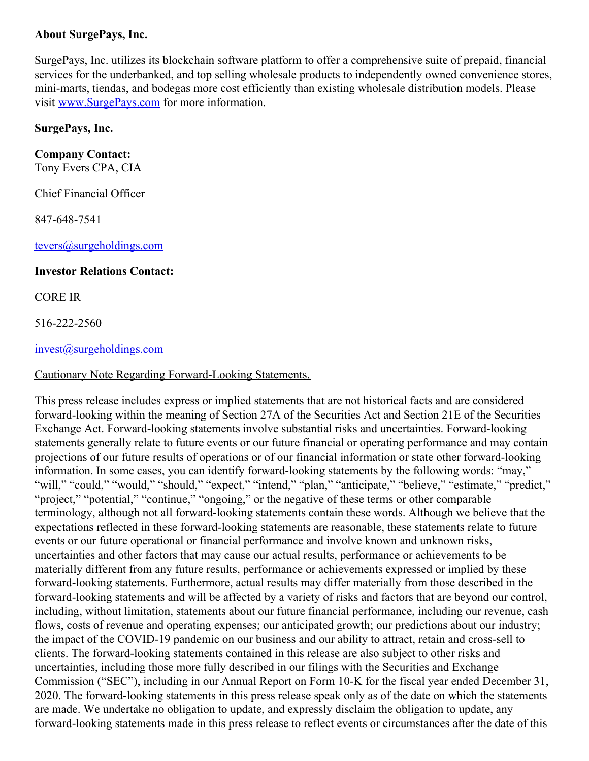**About SurgePays, Inc.**

SurgePays, Inc. utilizes its blockchain software platform to offer a comprehensive suite of prepaid, financial services for the underbanked, and top selling wholesale products to independently owned convenience stores, mini-marts, tiendas, and bodegas more cost efficiently than existing wholesale distribution models. Please visit [www.SurgePays.com](http://www.SurgePays.com) for more information.

**SurgePays, Inc.**

**Company Contact:**
Tony Evers CPA, CIA

Chief Financial Officer

847-648-7541

[tevers@surgeholdings.com](mailto:tevers@surgeholdings.com)

**Investor Relations Contact:**

CORE IR

516-222-2560

[invest@surgeholdings.com](mailto:invest@surgeholdings.com)

Cautionary Note Regarding Forward-Looking Statements.

This press release includes express or implied statements that are not historical facts and are considered forward-looking within the meaning of Section 27A of the Securities Act and Section 21E of the Securities Exchange Act. Forward-looking statements involve substantial risks and uncertainties. Forward-looking statements generally relate to future events or our future financial or operating performance and may contain projections of our future results of operations or of our financial information or state other forward-looking information. In some cases, you can identify forward-looking statements by the following words: "may," "will," "could," "would," "should," "expect," "intend," "plan," "anticipate," "believe," "estimate," "predict," "project," "potential," "continue," "ongoing," or the negative of these terms or other comparable terminology, although not all forward-looking statements contain these words. Although we believe that the expectations reflected in these forward-looking statements are reasonable, these statements relate to future events or our future operational or financial performance and involve known and unknown risks, uncertainties and other factors that may cause our actual results, performance or achievements to be materially different from any future results, performance or achievements expressed or implied by these forward-looking statements. Furthermore, actual results may differ materially from those described in the forward-looking statements and will be affected by a variety of risks and factors that are beyond our control, including, without limitation, statements about our future financial performance, including our revenue, cash flows, costs of revenue and operating expenses; our anticipated growth; our predictions about our industry; the impact of the COVID-19 pandemic on our business and our ability to attract, retain and cross-sell to clients. The forward-looking statements contained in this release are also subject to other risks and uncertainties, including those more fully described in our filings with the Securities and Exchange Commission ("SEC"), including in our Annual Report on Form 10-K for the fiscal year ended December 31, 2020. The forward-looking statements in this press release speak only as of the date on which the statements are made. We undertake no obligation to update, and expressly disclaim the obligation to update, any forward-looking statements made in this press release to reflect events or circumstances after the date of this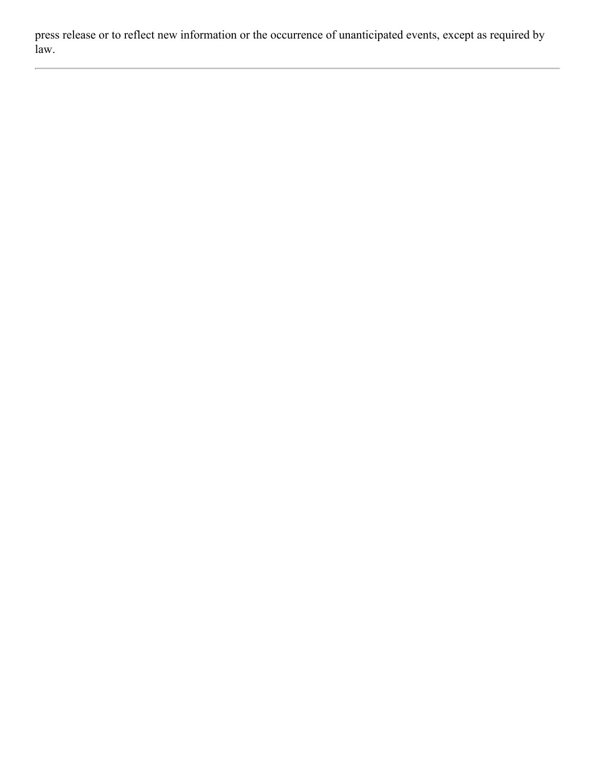press release or to reflect new information or the occurrence of unanticipated events, except as required by law.

---